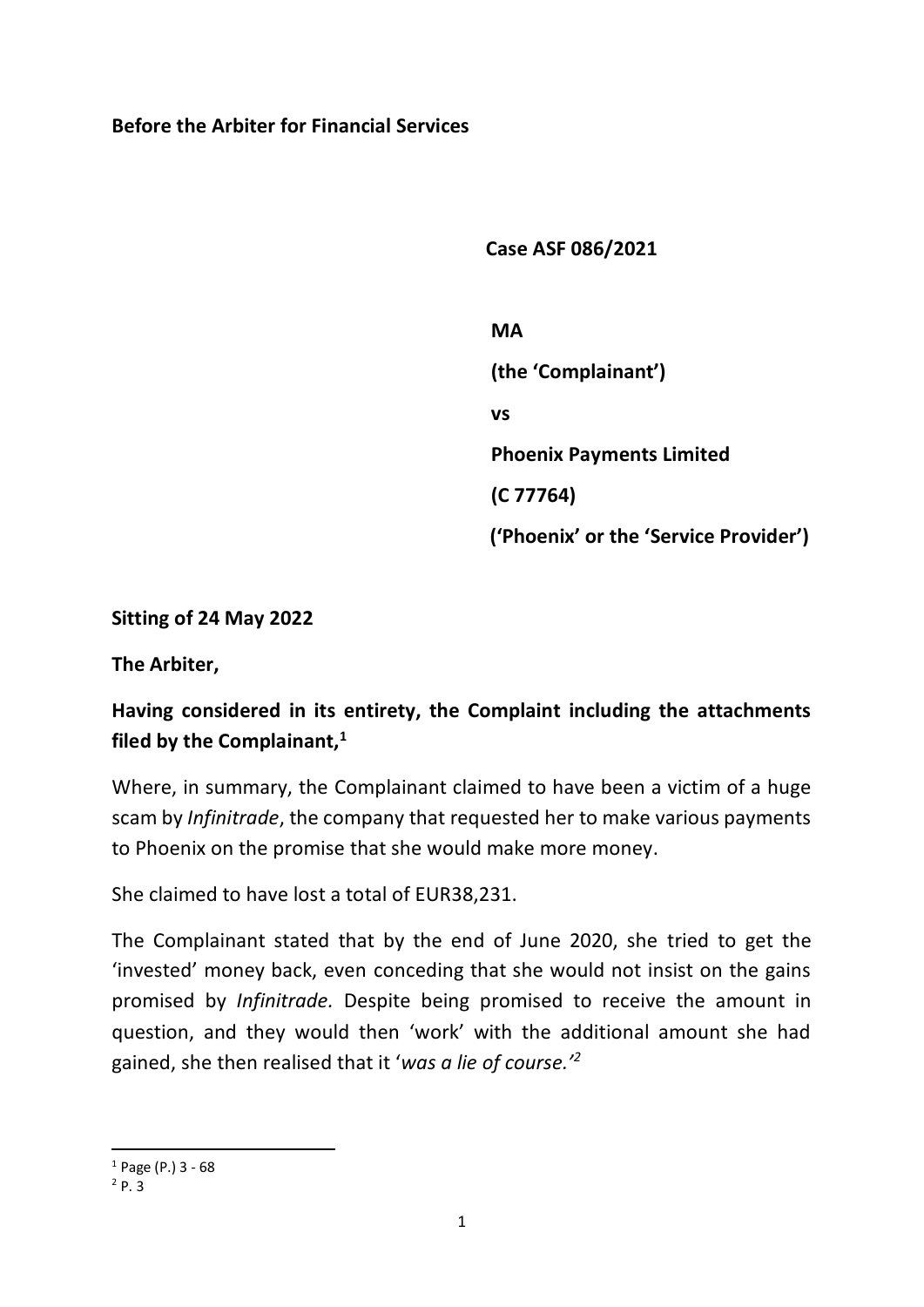**Before the Arbiter for Financial Services**

**Case ASF 086/2021**

**MA**

**(the 'Complainant')**

**vs**

**Phoenix Payments Limited**

**(C 77764)**

**('Phoenix' or the 'Service Provider')**

**Sitting of 24 May 2022**

**The Arbiter,**

**Having considered in its entirety, the Complaint including the attachments filed by the Complainant,**[1]

Where, in summary, the Complainant claimed to have been a victim of a huge scam by *Infinitrade*, the company that requested her to make various payments to Phoenix on the promise that she would make more money.

She claimed to have lost a total of EUR38,231.

The Complainant stated that by the end of June 2020, she tried to get the 'invested' money back, even conceding that she would not insist on the gains promised by *Infinitrade.* Despite being promised to receive the amount in question, and they would then 'work' with the additional amount she had gained, she then realised that it '*was a lie of course.'*[2]

---

[1] Page (P.) 3 - 68

[2] P. 3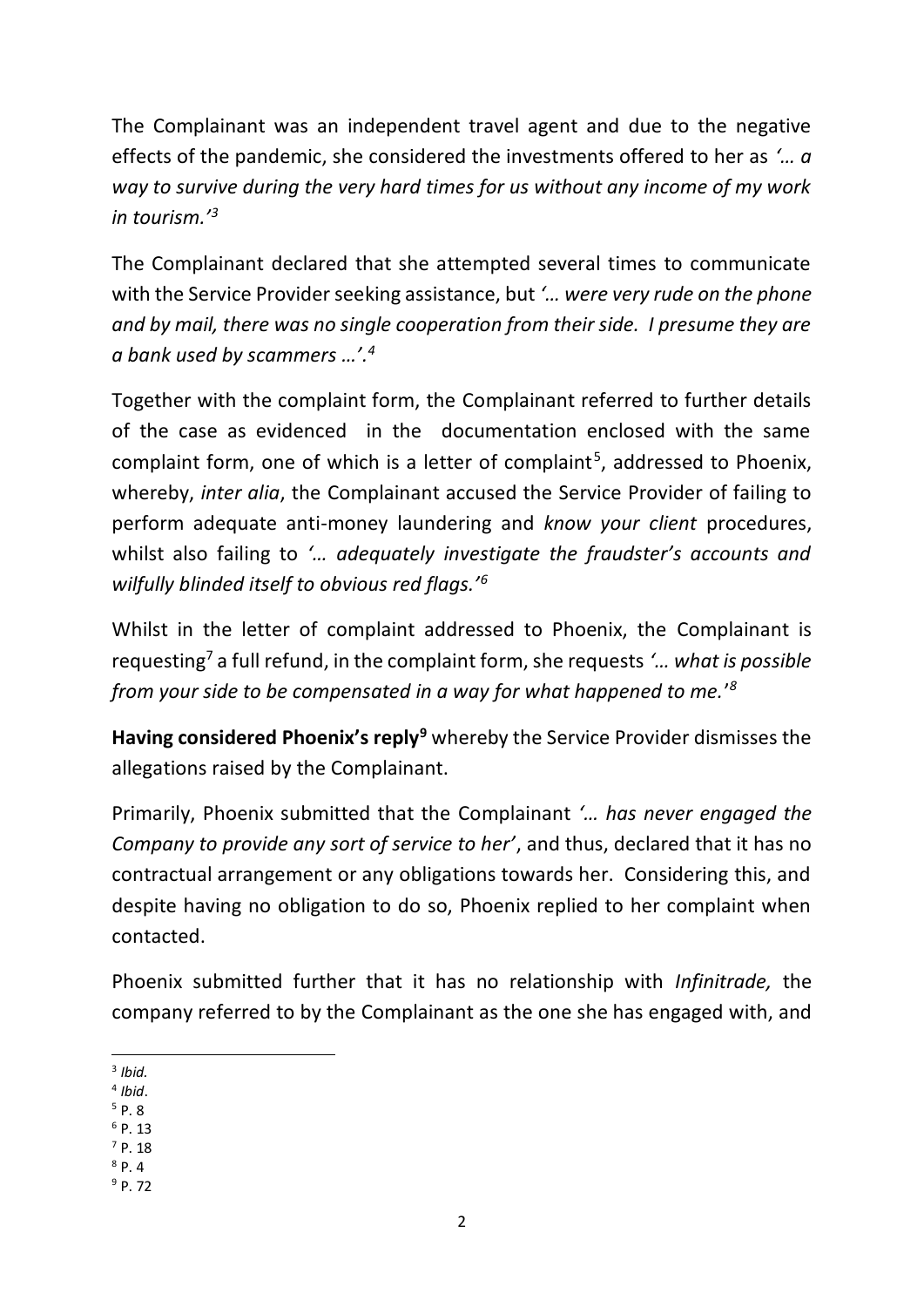The Complainant was an independent travel agent and due to the negative effects of the pandemic, she considered the investments offered to her as *'… a way to survive during the very hard times for us without any income of my work in tourism.'*[3]

The Complainant declared that she attempted several times to communicate with the Service Provider seeking assistance, but *'… were very rude on the phone and by mail, there was no single cooperation from their side. I presume they are a bank used by scammers …'.*[4]

Together with the complaint form, the Complainant referred to further details of the case as evidenced in the documentation enclosed with the same complaint form, one of which is a letter of complaint[5], addressed to Phoenix, whereby, *inter alia*, the Complainant accused the Service Provider of failing to perform adequate anti-money laundering and *know your client* procedures, whilst also failing to *'… adequately investigate the fraudster's accounts and wilfully blinded itself to obvious red flags.'*[6]

Whilst in the letter of complaint addressed to Phoenix, the Complainant is requesting[7] a full refund, in the complaint form, she requests *'… what is possible from your side to be compensated in a way for what happened to me.'*[8]

**Having considered Phoenix's reply**[9] whereby the Service Provider dismisses the allegations raised by the Complainant.

Primarily, Phoenix submitted that the Complainant *'… has never engaged the Company to provide any sort of service to her'*, and thus, declared that it has no contractual arrangement or any obligations towards her. Considering this, and despite having no obligation to do so, Phoenix replied to her complaint when contacted.

Phoenix submitted further that it has no relationship with *Infinitrade,* the company referred to by the Complainant as the one she has engaged with, and

---

[3] *Ibid.*
[4] *Ibid*.
[5] P. 8
[6] P. 13
[7] P. 18
[8] P. 4
[9] P. 72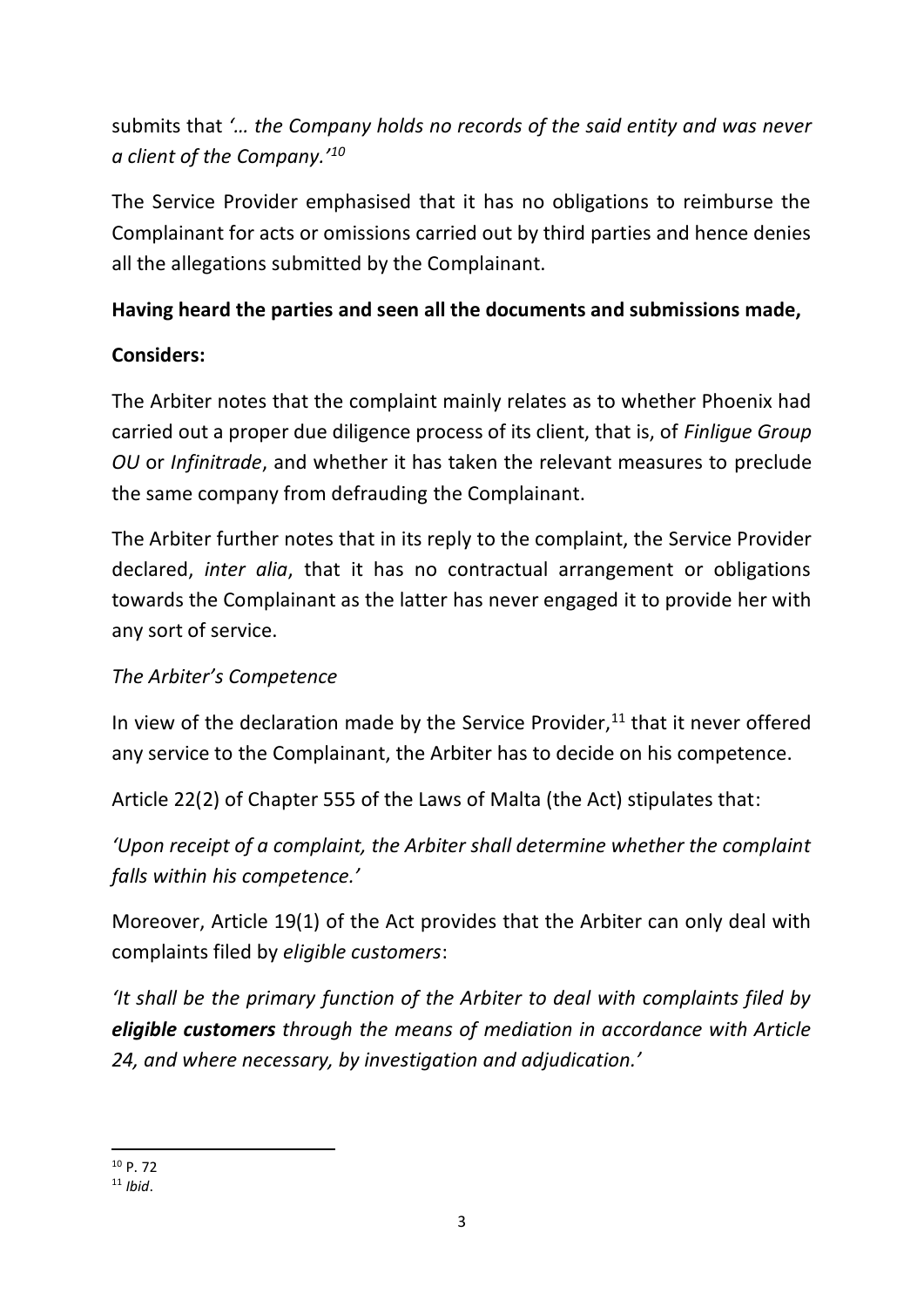submits that *'… the Company holds no records of the said entity and was never a client of the Company.'*[10]

The Service Provider emphasised that it has no obligations to reimburse the Complainant for acts or omissions carried out by third parties and hence denies all the allegations submitted by the Complainant.

**Having heard the parties and seen all the documents and submissions made,**

**Considers:**

The Arbiter notes that the complaint mainly relates as to whether Phoenix had carried out a proper due diligence process of its client, that is, of *Finligue Group OU* or *Infinitrade*, and whether it has taken the relevant measures to preclude the same company from defrauding the Complainant.

The Arbiter further notes that in its reply to the complaint, the Service Provider declared, *inter alia*, that it has no contractual arrangement or obligations towards the Complainant as the latter has never engaged it to provide her with any sort of service.

*The Arbiter's Competence*

In view of the declaration made by the Service Provider,[11] that it never offered any service to the Complainant, the Arbiter has to decide on his competence.

Article 22(2) of Chapter 555 of the Laws of Malta (the Act) stipulates that:

*'Upon receipt of a complaint, the Arbiter shall determine whether the complaint falls within his competence.'*

Moreover, Article 19(1) of the Act provides that the Arbiter can only deal with complaints filed by *eligible customers*:

*'It shall be the primary function of the Arbiter to deal with complaints filed by **eligible customers** through the means of mediation in accordance with Article 24, and where necessary, by investigation and adjudication.'*

---

[10] P. 72

[11] *Ibid*.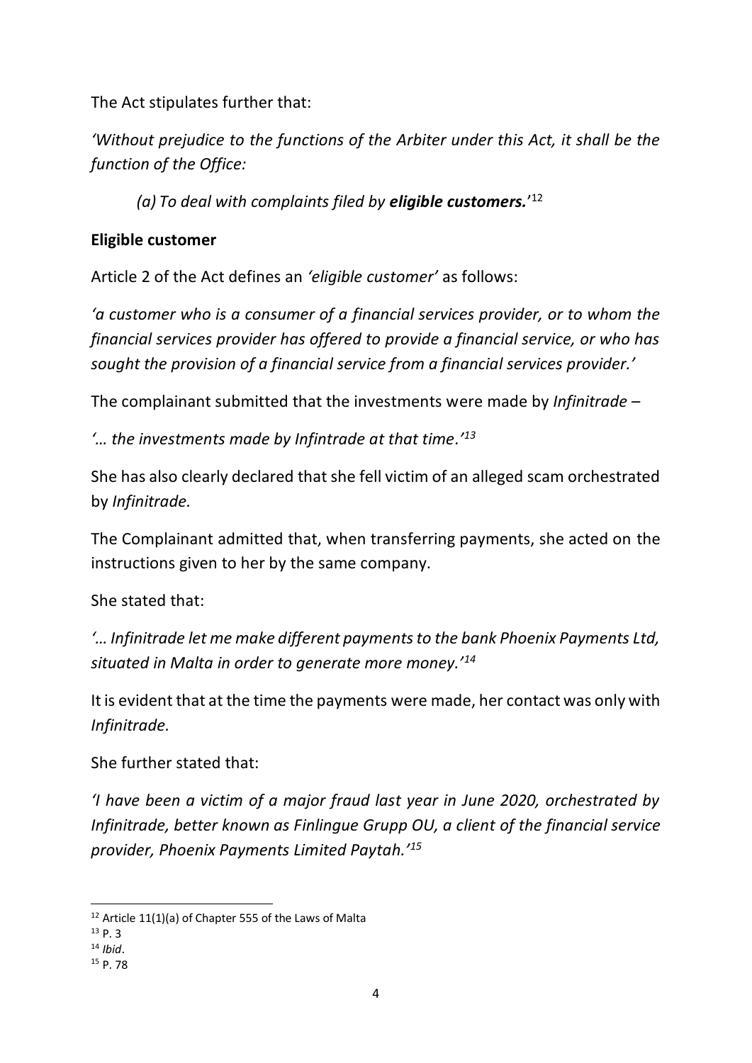The Act stipulates further that:

*'Without prejudice to the functions of the Arbiter under this Act, it shall be the function of the Office:*

> *(a) To deal with complaints filed by **eligible customers.**'*[12]

**Eligible customer**

Article 2 of the Act defines an *'eligible customer'* as follows:

*'a customer who is a consumer of a financial services provider, or to whom the financial services provider has offered to provide a financial service, or who has sought the provision of a financial service from a financial services provider.'*

The complainant submitted that the investments were made by *Infinitrade* –

*'… the investments made by Infintrade at that time.'*[13]

She has also clearly declared that she fell victim of an alleged scam orchestrated by *Infinitrade.*

The Complainant admitted that, when transferring payments, she acted on the instructions given to her by the same company.

She stated that:

*'… Infinitrade let me make different payments to the bank Phoenix Payments Ltd, situated in Malta in order to generate more money.'*[14]

It is evident that at the time the payments were made, her contact was only with *Infinitrade.*

She further stated that:

*'I have been a victim of a major fraud last year in June 2020, orchestrated by Infinitrade, better known as Finlingue Grupp OU, a client of the financial service provider, Phoenix Payments Limited Paytah.'*[15]

---

[12] Article 11(1)(a) of Chapter 555 of the Laws of Malta

[13] P. 3

[14] *Ibid*.

[15] P. 78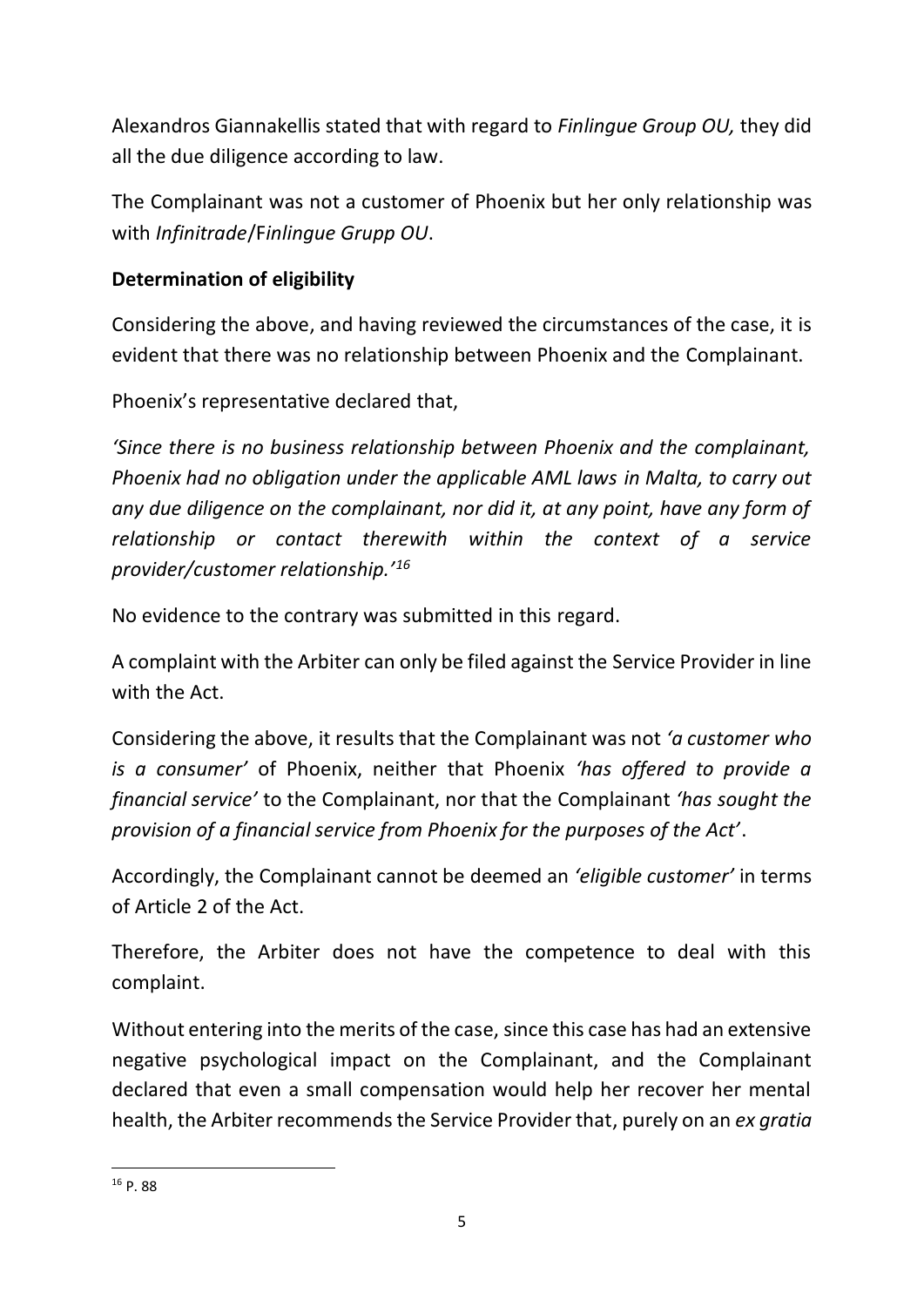Alexandros Giannakellis stated that with regard to *Finlingue Group OU,* they did all the due diligence according to law.

The Complainant was not a customer of Phoenix but her only relationship was with *Infinitrade*/F*inlingue Grupp OU*.

**Determination of eligibility**

Considering the above, and having reviewed the circumstances of the case, it is evident that there was no relationship between Phoenix and the Complainant.

Phoenix's representative declared that,

*'Since there is no business relationship between Phoenix and the complainant, Phoenix had no obligation under the applicable AML laws in Malta, to carry out any due diligence on the complainant, nor did it, at any point, have any form of relationship or contact therewith within the context of a service provider/customer relationship.'*[16]

No evidence to the contrary was submitted in this regard.

A complaint with the Arbiter can only be filed against the Service Provider in line with the Act.

Considering the above, it results that the Complainant was not *'a customer who is a consumer'* of Phoenix, neither that Phoenix *'has offered to provide a financial service'* to the Complainant, nor that the Complainant *'has sought the provision of a financial service from Phoenix for the purposes of the Act'*.

Accordingly, the Complainant cannot be deemed an *'eligible customer'* in terms of Article 2 of the Act.

Therefore, the Arbiter does not have the competence to deal with this complaint.

Without entering into the merits of the case, since this case has had an extensive negative psychological impact on the Complainant, and the Complainant declared that even a small compensation would help her recover her mental health, the Arbiter recommends the Service Provider that, purely on an *ex gratia*

[16] P. 88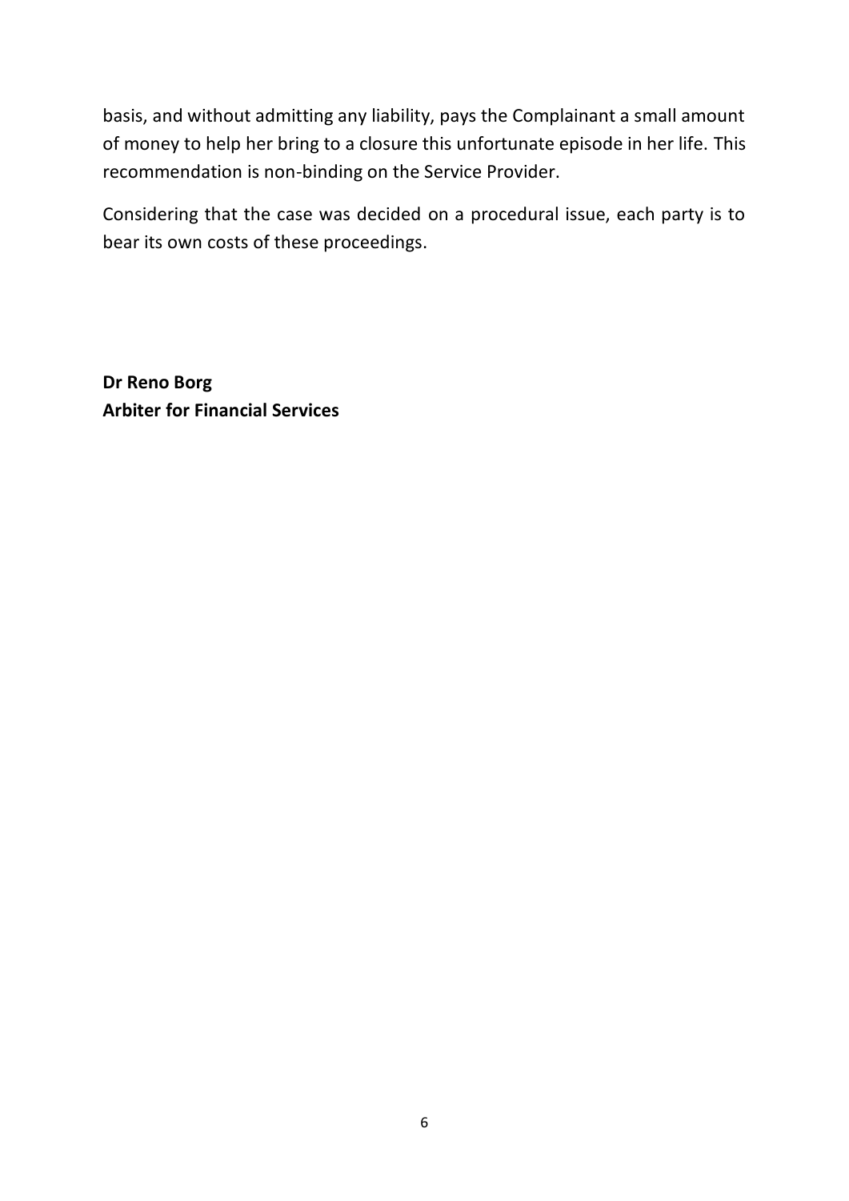basis, and without admitting any liability, pays the Complainant a small amount of money to help her bring to a closure this unfortunate episode in her life. This recommendation is non-binding on the Service Provider.

Considering that the case was decided on a procedural issue, each party is to bear its own costs of these proceedings.

**Dr Reno Borg**
**Arbiter for Financial Services**